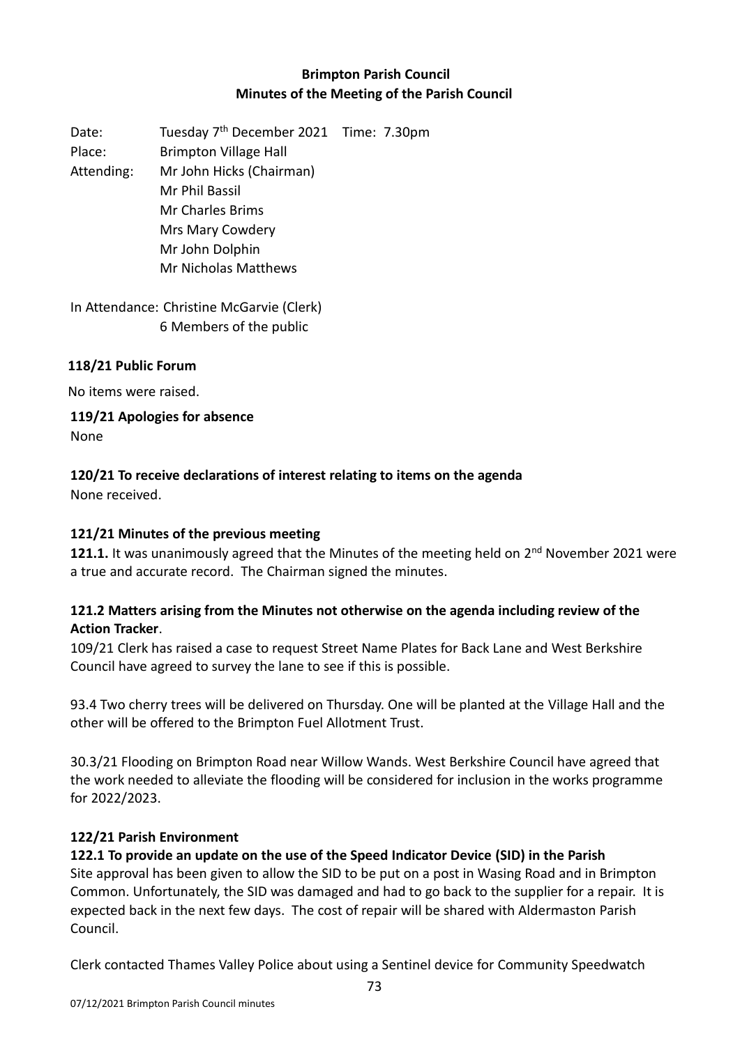# Brimpton Parish Council
## Minutes of the Meeting of the Parish Council

Date: Tuesday 7th December 2021 Time: 7.30pm

Place: Brimpton Village Hall

Attending: Mr John Hicks (Chairman)
Mr Phil Bassil
Mr Charles Brims
Mrs Mary Cowdery
Mr John Dolphin
Mr Nicholas Matthews

In Attendance: Christine McGarvie (Clerk)
6 Members of the public

**118/21 Public Forum**

No items were raised.

**119/21 Apologies for absence**

None

**120/21 To receive declarations of interest relating to items on the agenda**

None received.

**121/21 Minutes of the previous meeting**

**121.1.** It was unanimously agreed that the Minutes of the meeting held on 2nd November 2021 were a true and accurate record. The Chairman signed the minutes.

**121.2 Matters arising from the Minutes not otherwise on the agenda including review of the Action Tracker**.

109/21 Clerk has raised a case to request Street Name Plates for Back Lane and West Berkshire Council have agreed to survey the lane to see if this is possible.

93.4 Two cherry trees will be delivered on Thursday. One will be planted at the Village Hall and the other will be offered to the Brimpton Fuel Allotment Trust.

30.3/21 Flooding on Brimpton Road near Willow Wands. West Berkshire Council have agreed that the work needed to alleviate the flooding will be considered for inclusion in the works programme for 2022/2023.

**122/21 Parish Environment**

**122.1 To provide an update on the use of the Speed Indicator Device (SID) in the Parish**

Site approval has been given to allow the SID to be put on a post in Wasing Road and in Brimpton Common. Unfortunately, the SID was damaged and had to go back to the supplier for a repair. It is expected back in the next few days. The cost of repair will be shared with Aldermaston Parish Council.

Clerk contacted Thames Valley Police about using a Sentinel device for Community Speedwatch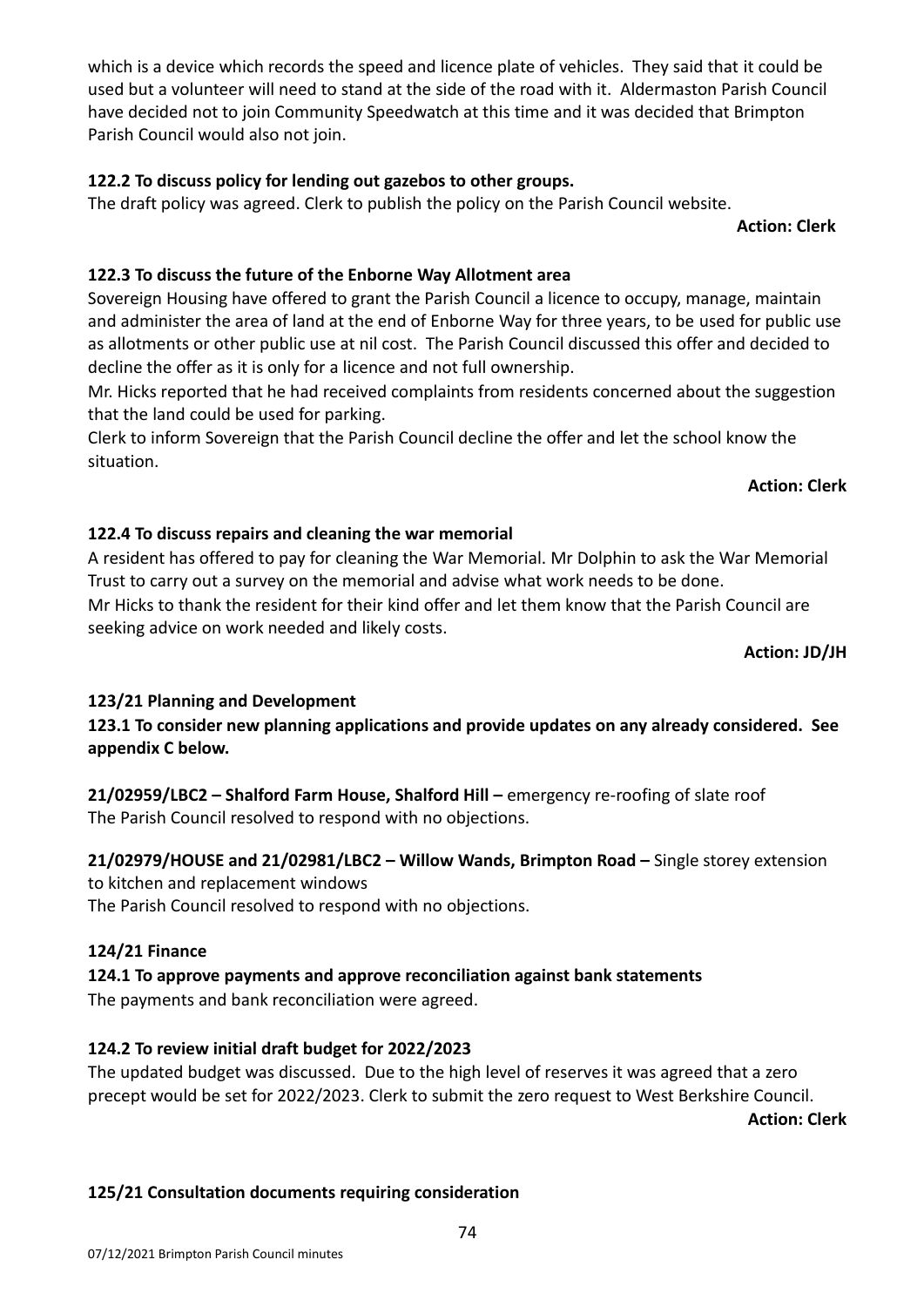which is a device which records the speed and licence plate of vehicles. They said that it could be used but a volunteer will need to stand at the side of the road with it. Aldermaston Parish Council have decided not to join Community Speedwatch at this time and it was decided that Brimpton Parish Council would also not join.

**122.2 To discuss policy for lending out gazebos to other groups.**

The draft policy was agreed. Clerk to publish the policy on the Parish Council website.

**Action: Clerk**

**122.3 To discuss the future of the Enborne Way Allotment area**

Sovereign Housing have offered to grant the Parish Council a licence to occupy, manage, maintain and administer the area of land at the end of Enborne Way for three years, to be used for public use as allotments or other public use at nil cost. The Parish Council discussed this offer and decided to decline the offer as it is only for a licence and not full ownership.

Mr. Hicks reported that he had received complaints from residents concerned about the suggestion that the land could be used for parking.

Clerk to inform Sovereign that the Parish Council decline the offer and let the school know the situation.

**Action: Clerk**

**122.4 To discuss repairs and cleaning the war memorial**

A resident has offered to pay for cleaning the War Memorial. Mr Dolphin to ask the War Memorial Trust to carry out a survey on the memorial and advise what work needs to be done.

Mr Hicks to thank the resident for their kind offer and let them know that the Parish Council are seeking advice on work needed and likely costs.

**Action: JD/JH**

**123/21 Planning and Development**

**123.1 To consider new planning applications and provide updates on any already considered. See appendix C below.**

**21/02959/LBC2 – Shalford Farm House, Shalford Hill –** emergency re-roofing of slate roof

The Parish Council resolved to respond with no objections.

**21/02979/HOUSE and 21/02981/LBC2 – Willow Wands, Brimpton Road –** Single storey extension to kitchen and replacement windows

The Parish Council resolved to respond with no objections.

**124/21 Finance**

**124.1 To approve payments and approve reconciliation against bank statements**

The payments and bank reconciliation were agreed.

**124.2 To review initial draft budget for 2022/2023**

The updated budget was discussed. Due to the high level of reserves it was agreed that a zero precept would be set for 2022/2023. Clerk to submit the zero request to West Berkshire Council.

**Action: Clerk**

**125/21 Consultation documents requiring consideration**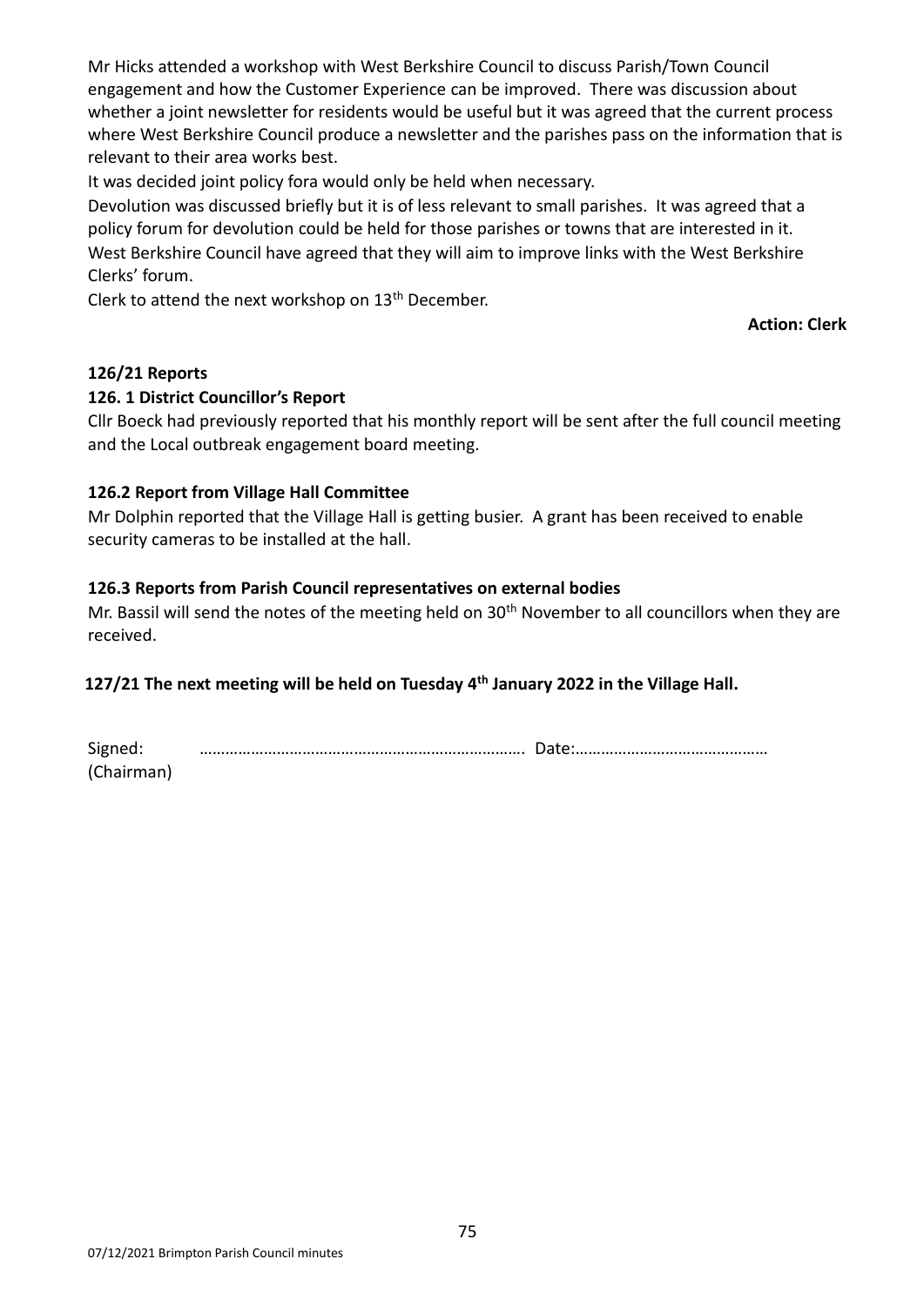Mr Hicks attended a workshop with West Berkshire Council to discuss Parish/Town Council engagement and how the Customer Experience can be improved. There was discussion about whether a joint newsletter for residents would be useful but it was agreed that the current process where West Berkshire Council produce a newsletter and the parishes pass on the information that is relevant to their area works best.

It was decided joint policy fora would only be held when necessary.

Devolution was discussed briefly but it is of less relevant to small parishes. It was agreed that a policy forum for devolution could be held for those parishes or towns that are interested in it.

West Berkshire Council have agreed that they will aim to improve links with the West Berkshire Clerks' forum.

Clerk to attend the next workshop on 13th December.

**Action: Clerk**

**126/21 Reports**

**126. 1 District Councillor's Report**

Cllr Boeck had previously reported that his monthly report will be sent after the full council meeting and the Local outbreak engagement board meeting.

**126.2 Report from Village Hall Committee**

Mr Dolphin reported that the Village Hall is getting busier. A grant has been received to enable security cameras to be installed at the hall.

**126.3 Reports from Parish Council representatives on external bodies**

Mr. Bassil will send the notes of the meeting held on 30th November to all councillors when they are received.

**127/21 The next meeting will be held on Tuesday 4th January 2022 in the Village Hall.**

Signed: ………………………………………………………………. Date:………………………………………
(Chairman)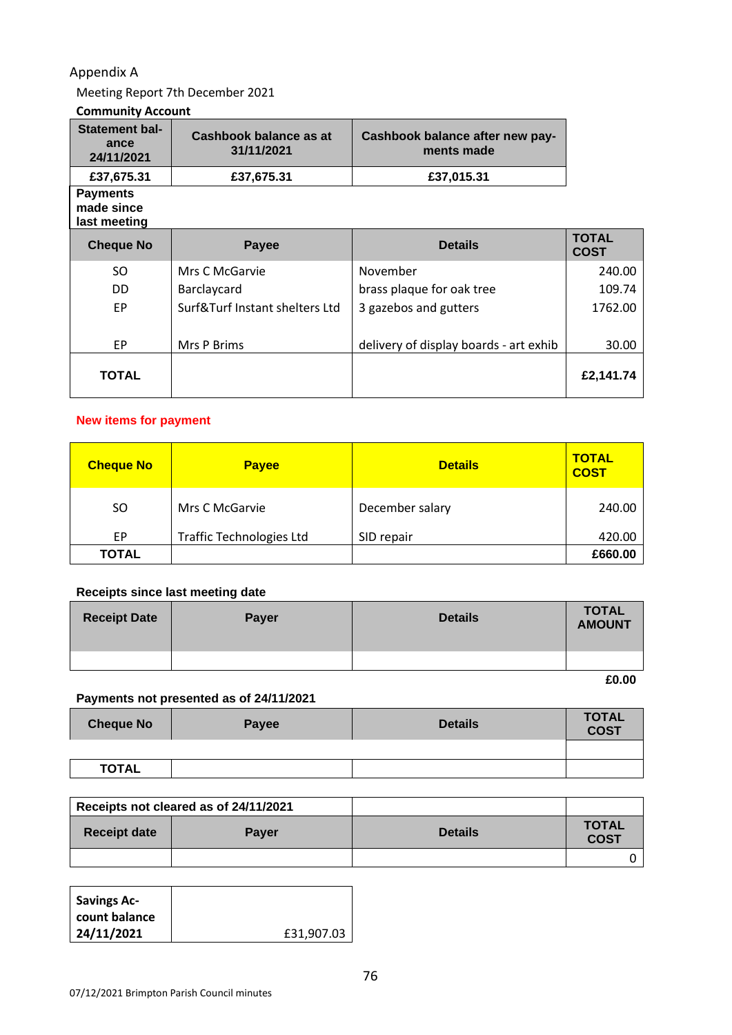Appendix A

Meeting Report 7th December 2021

**Community Account**

| Statement balance 24/11/2021 | Cashbook balance as at 31/11/2021 | Cashbook balance after new payments made |
|---|---|---|
| **£37,675.31** | **£37,675.31** | **£37,015.31** |

**Payments made since last meeting**

| Cheque No | Payee | Details | TOTAL COST |
|---|---|---|---|
| SO | Mrs C McGarvie | November | 240.00 |
| DD | Barclaycard | brass plaque for oak tree | 109.74 |
| EP | Surf&Turf Instant shelters Ltd | 3 gazebos and gutters | 1762.00 |
| EP | Mrs P Brims | delivery of display boards - art exhib | 30.00 |
| **TOTAL** | | | **£2,141.74** |

**New items for payment**

| Cheque No | Payee | Details | TOTAL COST |
|---|---|---|---|
| SO | Mrs C McGarvie | December salary | 240.00 |
| EP | Traffic Technologies Ltd | SID repair | 420.00 |
| **TOTAL** | | | **£660.00** |

**Receipts since last meeting date**

| Receipt Date | Payer | Details | TOTAL AMOUNT |
|---|---|---|---|
| | | | |
| | | | **£0.00** |

**Payments not presented as of 24/11/2021**

| Cheque No | Payee | Details | TOTAL COST |
|---|---|---|---|
| | | | |
| **TOTAL** | | | |

| Receipts not cleared as of 24/11/2021 | | | |
|---|---|---|---|
| **Receipt date** | **Payer** | **Details** | **TOTAL COST** |
| | | | 0 |

| Savings Account balance 24/11/2021 | £31,907.03 |
|---|---|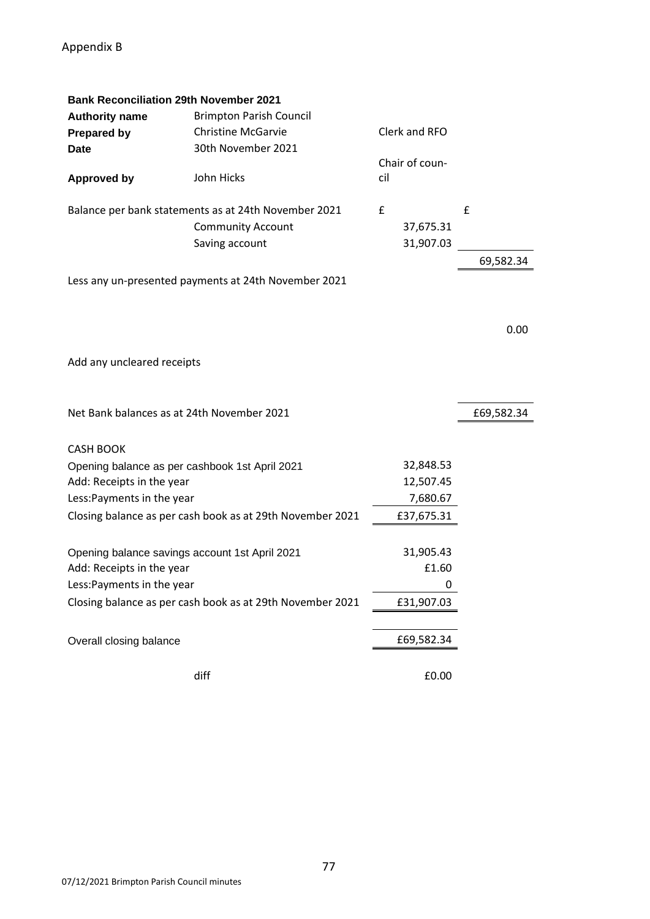Appendix B

**Bank Reconciliation 29th November 2021**

| | | | |
|---|---|---|---|
| **Authority name** | Brimpton Parish Council | | |
| **Prepared by** | Christine McGarvie | Clerk and RFO | |
| **Date** | 30th November 2021 | | |
| **Approved by** | John Hicks | Chair of council | |
| Balance per bank statements as at 24th November 2021 | | £ | £ |
| | Community Account | 37,675.31 | |
| | Saving account | 31,907.03 | |
| | | | 69,582.34 |
| Less any un-presented payments at 24th November 2021 | | | |
| | | | 0.00 |
| Add any uncleared receipts | | | |
| Net Bank balances as at 24th November 2021 | | | £69,582.34 |

| | |
|---|---|
| **CASH BOOK** | |
| Opening balance as per cashbook 1st April 2021 | 32,848.53 |
| Add: Receipts in the year | 12,507.45 |
| Less:Payments in the year | 7,680.67 |
| Closing balance as per cash book as at 29th November 2021 | £37,675.31 |
| Opening balance savings account 1st April 2021 | 31,905.43 |
| Add: Receipts in the year | £1.60 |
| Less:Payments in the year | 0 |
| Closing balance as per cash book as at 29th November 2021 | £31,907.03 |
| Overall closing balance | £69,582.34 |
| diff | £0.00 |

07/12/2021 Brimpton Parish Council minutes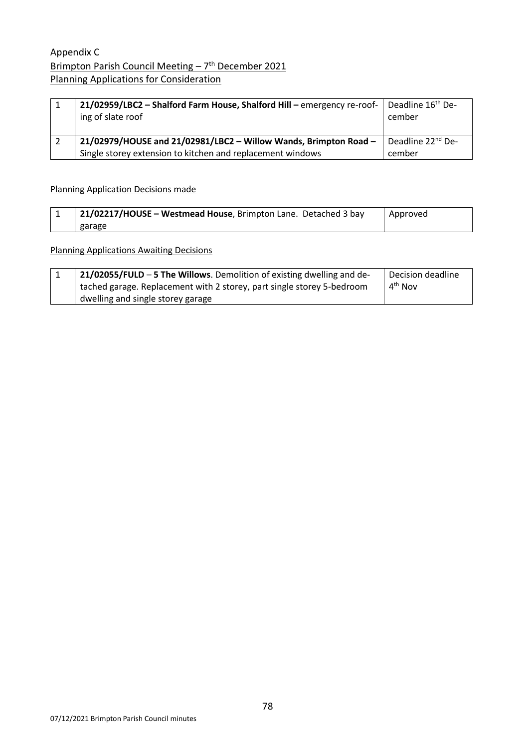Appendix C

Brimpton Parish Council Meeting – 7th December 2021

Planning Applications for Consideration

| | | |
|---|---|---|
| 1 | **21/02959/LBC2 – Shalford Farm House, Shalford Hill –** emergency re-roofing of slate roof | Deadline 16th December |
| 2 | **21/02979/HOUSE and 21/02981/LBC2 – Willow Wands, Brimpton Road –** Single storey extension to kitchen and replacement windows | Deadline 22nd December |

Planning Application Decisions made

| | | |
|---|---|---|
| 1 | **21/02217/HOUSE – Westmead House**, Brimpton Lane. Detached 3 bay garage | Approved |

Planning Applications Awaiting Decisions

| | | |
|---|---|---|
| 1 | **21/02055/FULD** – **5 The Willows**. Demolition of existing dwelling and detached garage. Replacement with 2 storey, part single storey 5-bedroom dwelling and single storey garage | Decision deadline 4th Nov |